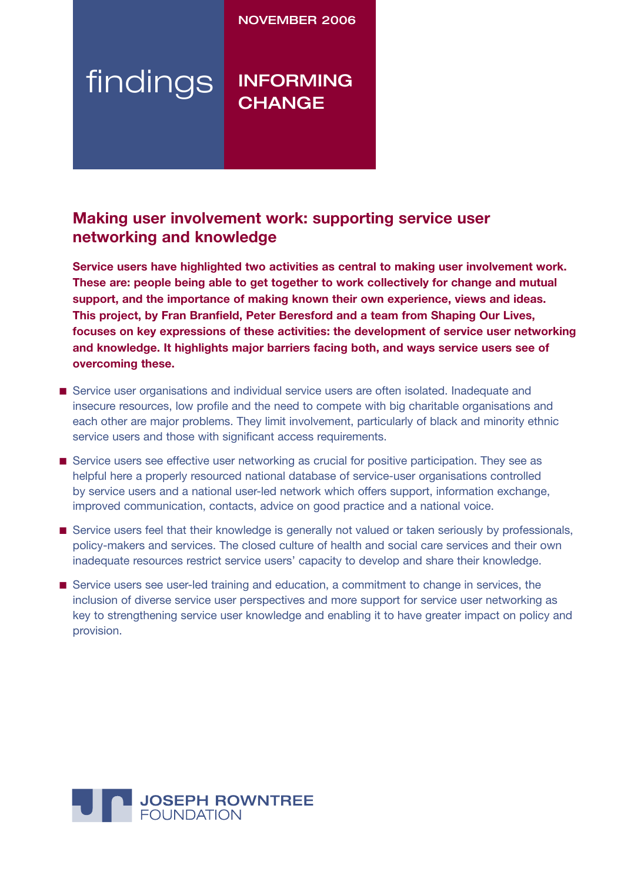NOVEMBER 2006

findings

INFORMING CHANGE

## Making user involvement work: supporting service user networking and knowledge

**Service users have highlighted two activities as central to making user involvement work. These are: people being able to get together to work collectively for change and mutual support, and the importance of making known their own experience, views and ideas. This project, by Fran Branfield, Peter Beresford and a team from Shaping Our Lives, focuses on key expressions of these activities: the development of service user networking and knowledge. It highlights major barriers facing both, and ways service users see of overcoming these.**

- Service user organisations and individual service users are often isolated. Inadequate and insecure resources, low profile and the need to compete with big charitable organisations and each other are major problems. They limit involvement, particularly of black and minority ethnic service users and those with significant access requirements.
- Service users see effective user networking as crucial for positive participation. They see as helpful here a properly resourced national database of service-user organisations controlled by service users and a national user-led network which offers support, information exchange, improved communication, contacts, advice on good practice and a national voice.
- Service users feel that their knowledge is generally not valued or taken seriously by professionals, policy-makers and services. The closed culture of health and social care services and their own inadequate resources restrict service users' capacity to develop and share their knowledge.
- Service users see user-led training and education, a commitment to change in services, the inclusion of diverse service user perspectives and more support for service user networking as key to strengthening service user knowledge and enabling it to have greater impact on policy and provision.

JOSEPH ROWNTREE FOUNDATION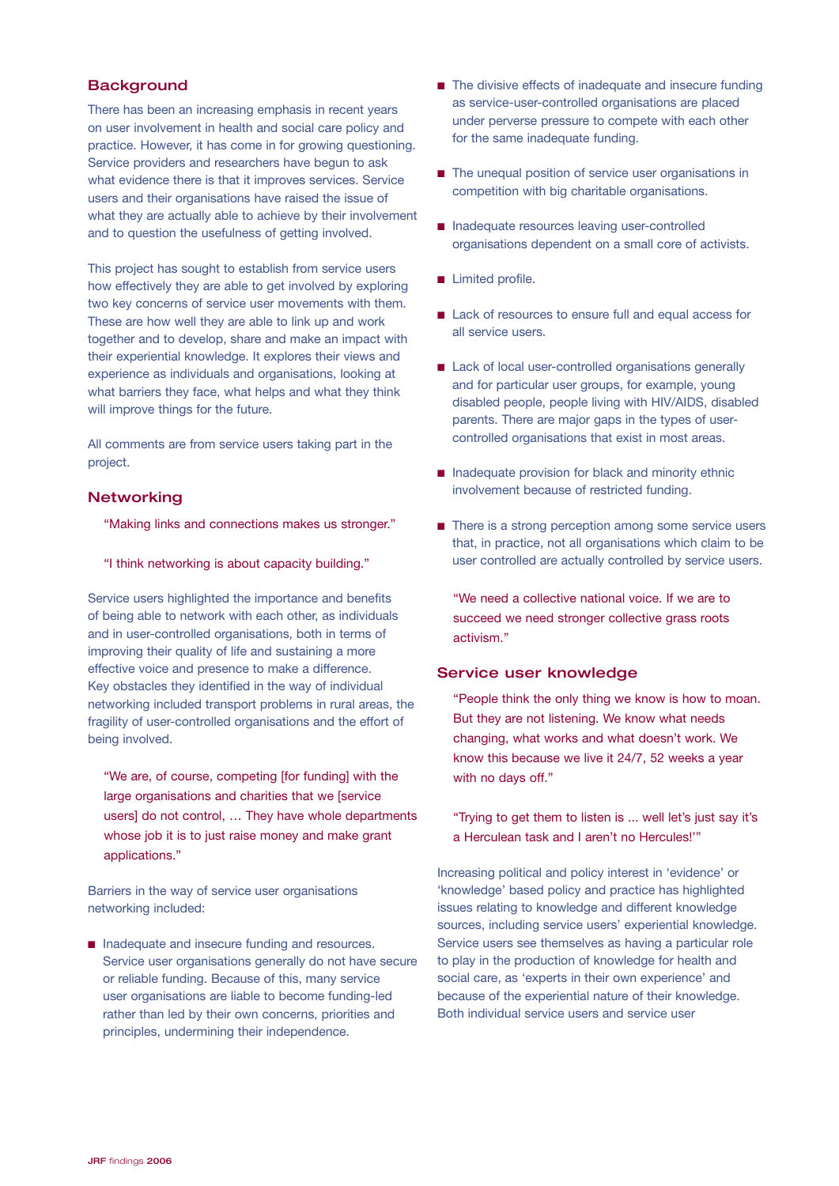## Background

There has been an increasing emphasis in recent years on user involvement in health and social care policy and practice. However, it has come in for growing questioning. Service providers and researchers have begun to ask what evidence there is that it improves services. Service users and their organisations have raised the issue of what they are actually able to achieve by their involvement and to question the usefulness of getting involved.

This project has sought to establish from service users how effectively they are able to get involved by exploring two key concerns of service user movements with them. These are how well they are able to link up and work together and to develop, share and make an impact with their experiential knowledge. It explores their views and experience as individuals and organisations, looking at what barriers they face, what helps and what they think will improve things for the future.

All comments are from service users taking part in the project.

## Networking

> "Making links and connections makes us stronger."

> "I think networking is about capacity building."

Service users highlighted the importance and benefits of being able to network with each other, as individuals and in user-controlled organisations, both in terms of improving their quality of life and sustaining a more effective voice and presence to make a difference. Key obstacles they identified in the way of individual networking included transport problems in rural areas, the fragility of user-controlled organisations and the effort of being involved.

> "We are, of course, competing [for funding] with the large organisations and charities that we [service users] do not control, … They have whole departments whose job it is to just raise money and make grant applications."

Barriers in the way of service user organisations networking included:

- Inadequate and insecure funding and resources. Service user organisations generally do not have secure or reliable funding. Because of this, many service user organisations are liable to become funding-led rather than led by their own concerns, priorities and principles, undermining their independence.
- The divisive effects of inadequate and insecure funding as service-user-controlled organisations are placed under perverse pressure to compete with each other for the same inadequate funding.
- The unequal position of service user organisations in competition with big charitable organisations.
- Inadequate resources leaving user-controlled organisations dependent on a small core of activists.
- Limited profile.
- Lack of resources to ensure full and equal access for all service users.
- Lack of local user-controlled organisations generally and for particular user groups, for example, young disabled people, people living with HIV/AIDS, disabled parents. There are major gaps in the types of user-controlled organisations that exist in most areas.
- Inadequate provision for black and minority ethnic involvement because of restricted funding.
- There is a strong perception among some service users that, in practice, not all organisations which claim to be user controlled are actually controlled by service users.

> "We need a collective national voice. If we are to succeed we need stronger collective grass roots activism."

## Service user knowledge

> "People think the only thing we know is how to moan. But they are not listening. We know what needs changing, what works and what doesn't work. We know this because we live it 24/7, 52 weeks a year with no days off."

> "Trying to get them to listen is ... well let's just say it's a Herculean task and I aren't no Hercules!'"

Increasing political and policy interest in 'evidence' or 'knowledge' based policy and practice has highlighted issues relating to knowledge and different knowledge sources, including service users' experiential knowledge. Service users see themselves as having a particular role to play in the production of knowledge for health and social care, as 'experts in their own experience' and because of the experiential nature of their knowledge. Both individual service users and service user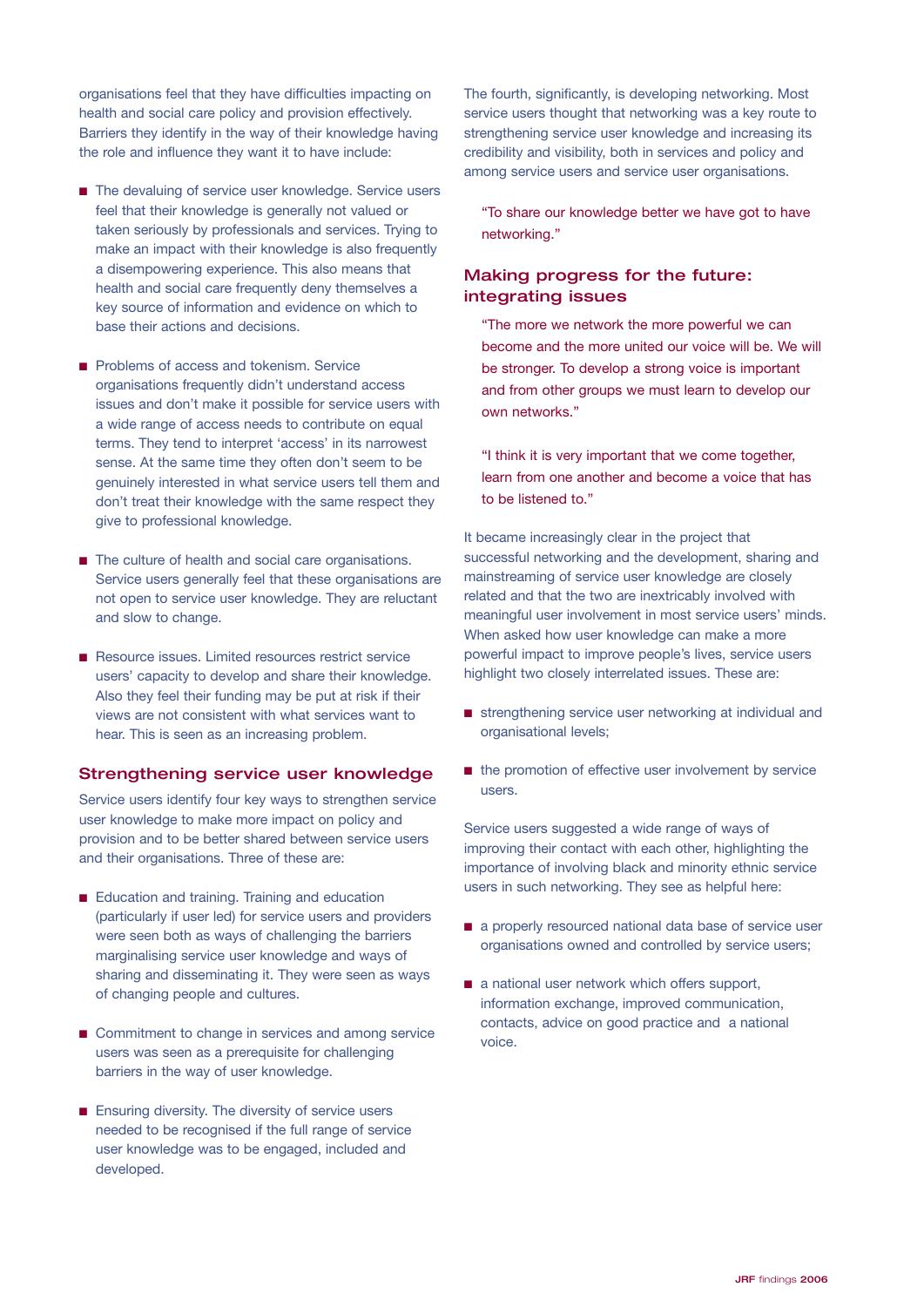organisations feel that they have difficulties impacting on health and social care policy and provision effectively. Barriers they identify in the way of their knowledge having the role and influence they want it to have include:

- The devaluing of service user knowledge. Service users feel that their knowledge is generally not valued or taken seriously by professionals and services. Trying to make an impact with their knowledge is also frequently a disempowering experience. This also means that health and social care frequently deny themselves a key source of information and evidence on which to base their actions and decisions.

- Problems of access and tokenism. Service organisations frequently didn't understand access issues and don't make it possible for service users with a wide range of access needs to contribute on equal terms. They tend to interpret 'access' in its narrowest sense. At the same time they often don't seem to be genuinely interested in what service users tell them and don't treat their knowledge with the same respect they give to professional knowledge.

- The culture of health and social care organisations. Service users generally feel that these organisations are not open to service user knowledge. They are reluctant and slow to change.

- Resource issues. Limited resources restrict service users' capacity to develop and share their knowledge. Also they feel their funding may be put at risk if their views are not consistent with what services want to hear. This is seen as an increasing problem.

## Strengthening service user knowledge

Service users identify four key ways to strengthen service user knowledge to make more impact on policy and provision and to be better shared between service users and their organisations. Three of these are:

- Education and training. Training and education (particularly if user led) for service users and providers were seen both as ways of challenging the barriers marginalising service user knowledge and ways of sharing and disseminating it. They were seen as ways of changing people and cultures.

- Commitment to change in services and among service users was seen as a prerequisite for challenging barriers in the way of user knowledge.

- Ensuring diversity. The diversity of service users needed to be recognised if the full range of service user knowledge was to be engaged, included and developed.

The fourth, significantly, is developing networking. Most service users thought that networking was a key route to strengthening service user knowledge and increasing its credibility and visibility, both in services and policy and among service users and service user organisations.

> "To share our knowledge better we have got to have networking."

## Making progress for the future: integrating issues

> "The more we network the more powerful we can become and the more united our voice will be. We will be stronger. To develop a strong voice is important and from other groups we must learn to develop our own networks."

> "I think it is very important that we come together, learn from one another and become a voice that has to be listened to."

It became increasingly clear in the project that successful networking and the development, sharing and mainstreaming of service user knowledge are closely related and that the two are inextricably involved with meaningful user involvement in most service users' minds. When asked how user knowledge can make a more powerful impact to improve people's lives, service users highlight two closely interrelated issues. These are:

- strengthening service user networking at individual and organisational levels;

- the promotion of effective user involvement by service users.

Service users suggested a wide range of ways of improving their contact with each other, highlighting the importance of involving black and minority ethnic service users in such networking. They see as helpful here:

- a properly resourced national data base of service user organisations owned and controlled by service users;

- a national user network which offers support, information exchange, improved communication, contacts, advice on good practice and a national voice.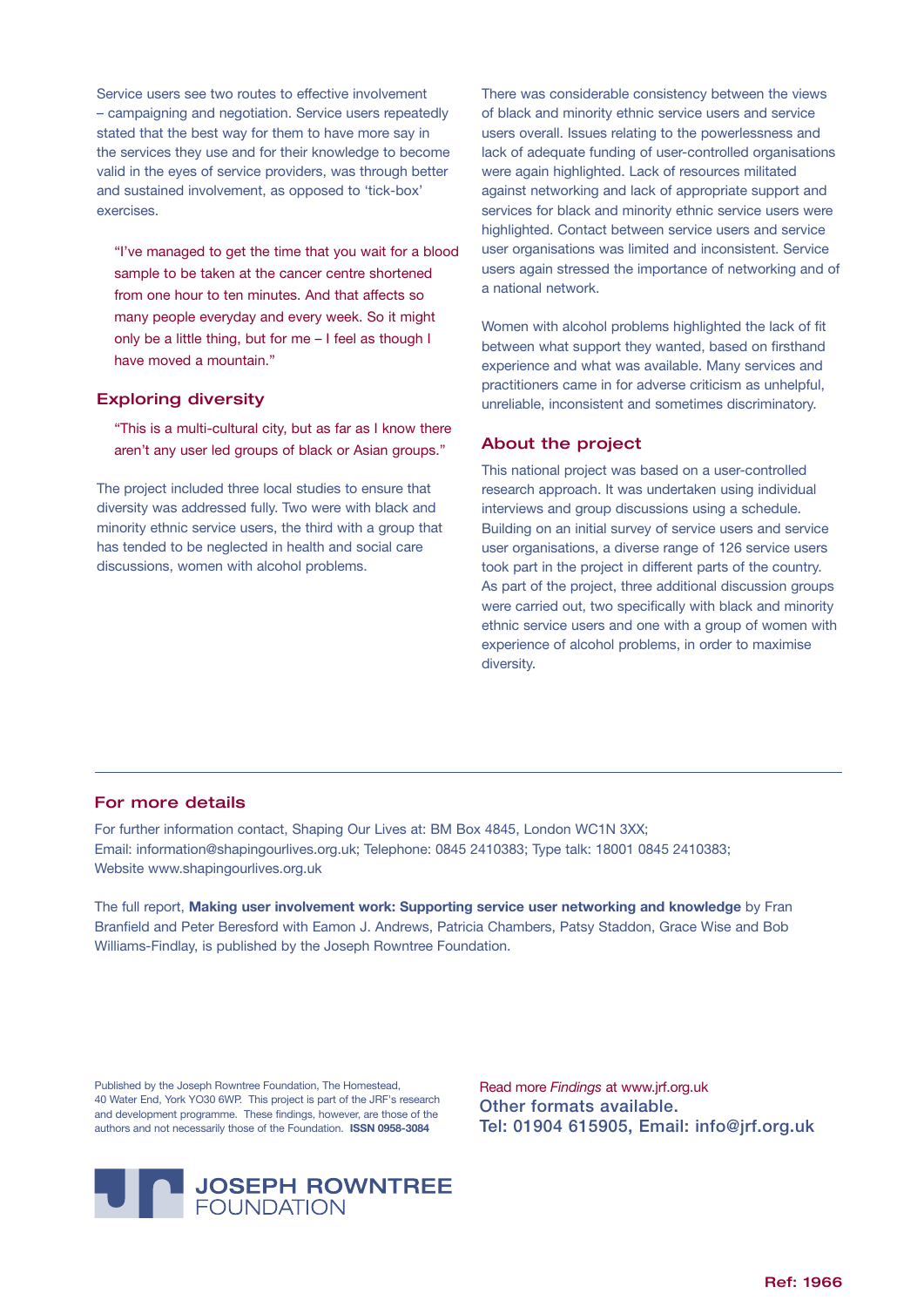Service users see two routes to effective involvement – campaigning and negotiation. Service users repeatedly stated that the best way for them to have more say in the services they use and for their knowledge to become valid in the eyes of service providers, was through better and sustained involvement, as opposed to 'tick-box' exercises.

> "I've managed to get the time that you wait for a blood sample to be taken at the cancer centre shortened from one hour to ten minutes. And that affects so many people everyday and every week. So it might only be a little thing, but for me – I feel as though I have moved a mountain."

## Exploring diversity

> "This is a multi-cultural city, but as far as I know there aren't any user led groups of black or Asian groups."

The project included three local studies to ensure that diversity was addressed fully. Two were with black and minority ethnic service users, the third with a group that has tended to be neglected in health and social care discussions, women with alcohol problems.

There was considerable consistency between the views of black and minority ethnic service users and service users overall. Issues relating to the powerlessness and lack of adequate funding of user-controlled organisations were again highlighted. Lack of resources militated against networking and lack of appropriate support and services for black and minority ethnic service users were highlighted. Contact between service users and service user organisations was limited and inconsistent. Service users again stressed the importance of networking and of a national network.

Women with alcohol problems highlighted the lack of fit between what support they wanted, based on firsthand experience and what was available. Many services and practitioners came in for adverse criticism as unhelpful, unreliable, inconsistent and sometimes discriminatory.

## About the project

This national project was based on a user-controlled research approach. It was undertaken using individual interviews and group discussions using a schedule. Building on an initial survey of service users and service user organisations, a diverse range of 126 service users took part in the project in different parts of the country. As part of the project, three additional discussion groups were carried out, two specifically with black and minority ethnic service users and one with a group of women with experience of alcohol problems, in order to maximise diversity.

---

## For more details

For further information contact, Shaping Our Lives at: BM Box 4845, London WC1N 3XX; Email: information@shapingourlives.org.uk; Telephone: 0845 2410383; Type talk: 18001 0845 2410383; Website www.shapingourlives.org.uk

The full report, **Making user involvement work: Supporting service user networking and knowledge** by Fran Branfield and Peter Beresford with Eamon J. Andrews, Patricia Chambers, Patsy Staddon, Grace Wise and Bob Williams-Findlay, is published by the Joseph Rowntree Foundation.

Published by the Joseph Rowntree Foundation, The Homestead, 40 Water End, York YO30 6WP. This project is part of the JRF's research and development programme. These findings, however, are those of the authors and not necessarily those of the Foundation. **ISSN 0958-3084**

Read more *Findings* at www.jrf.org.uk
Other formats available.
Tel: 01904 615905, Email: info@jrf.org.uk

JOSEPH ROWNTREE FOUNDATION

Ref: 1966